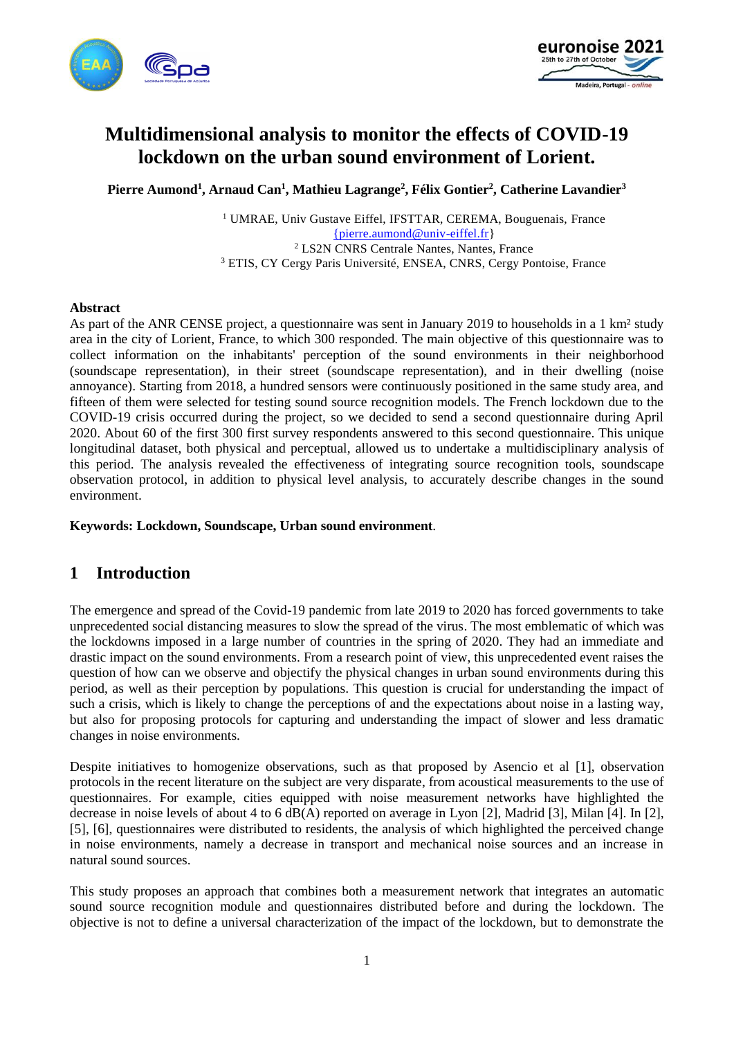# Multidimensional analysis to monitor the effects of COVID-19 lockdown on the urban sound environment of Lorient.

**Pierre Aumond[1], Arnaud Can[1], Mathieu Lagrange[2], Félix Gontier[2], Catherine Lavandier[3]**

[1] UMRAE, Univ Gustave Eiffel, IFSTTAR, CEREMA, Bouguenais, France
{pierre.aumond@univ-eiffel.fr}
[2] LS2N CNRS Centrale Nantes, Nantes, France
[3] ETIS, CY Cergy Paris Université, ENSEA, CNRS, Cergy Pontoise, France

**Abstract**

As part of the ANR CENSE project, a questionnaire was sent in January 2019 to households in a 1 km² study area in the city of Lorient, France, to which 300 responded. The main objective of this questionnaire was to collect information on the inhabitants' perception of the sound environments in their neighborhood (soundscape representation), in their street (soundscape representation), and in their dwelling (noise annoyance). Starting from 2018, a hundred sensors were continuously positioned in the same study area, and fifteen of them were selected for testing sound source recognition models. The French lockdown due to the COVID-19 crisis occurred during the project, so we decided to send a second questionnaire during April 2020. About 60 of the first 300 first survey respondents answered to this second questionnaire. This unique longitudinal dataset, both physical and perceptual, allowed us to undertake a multidisciplinary analysis of this period. The analysis revealed the effectiveness of integrating source recognition tools, soundscape observation protocol, in addition to physical level analysis, to accurately describe changes in the sound environment.

**Keywords: Lockdown, Soundscape, Urban sound environment**.

## 1 Introduction

The emergence and spread of the Covid-19 pandemic from late 2019 to 2020 has forced governments to take unprecedented social distancing measures to slow the spread of the virus. The most emblematic of which was the lockdowns imposed in a large number of countries in the spring of 2020. They had an immediate and drastic impact on the sound environments. From a research point of view, this unprecedented event raises the question of how can we observe and objectify the physical changes in urban sound environments during this period, as well as their perception by populations. This question is crucial for understanding the impact of such a crisis, which is likely to change the perceptions of and the expectations about noise in a lasting way, but also for proposing protocols for capturing and understanding the impact of slower and less dramatic changes in noise environments.

Despite initiatives to homogenize observations, such as that proposed by Asencio et al [1], observation protocols in the recent literature on the subject are very disparate, from acoustical measurements to the use of questionnaires. For example, cities equipped with noise measurement networks have highlighted the decrease in noise levels of about 4 to 6 dB(A) reported on average in Lyon [2], Madrid [3], Milan [4]. In [2], [5], [6], questionnaires were distributed to residents, the analysis of which highlighted the perceived change in noise environments, namely a decrease in transport and mechanical noise sources and an increase in natural sound sources.

This study proposes an approach that combines both a measurement network that integrates an automatic sound source recognition module and questionnaires distributed before and during the lockdown. The objective is not to define a universal characterization of the impact of the lockdown, but to demonstrate the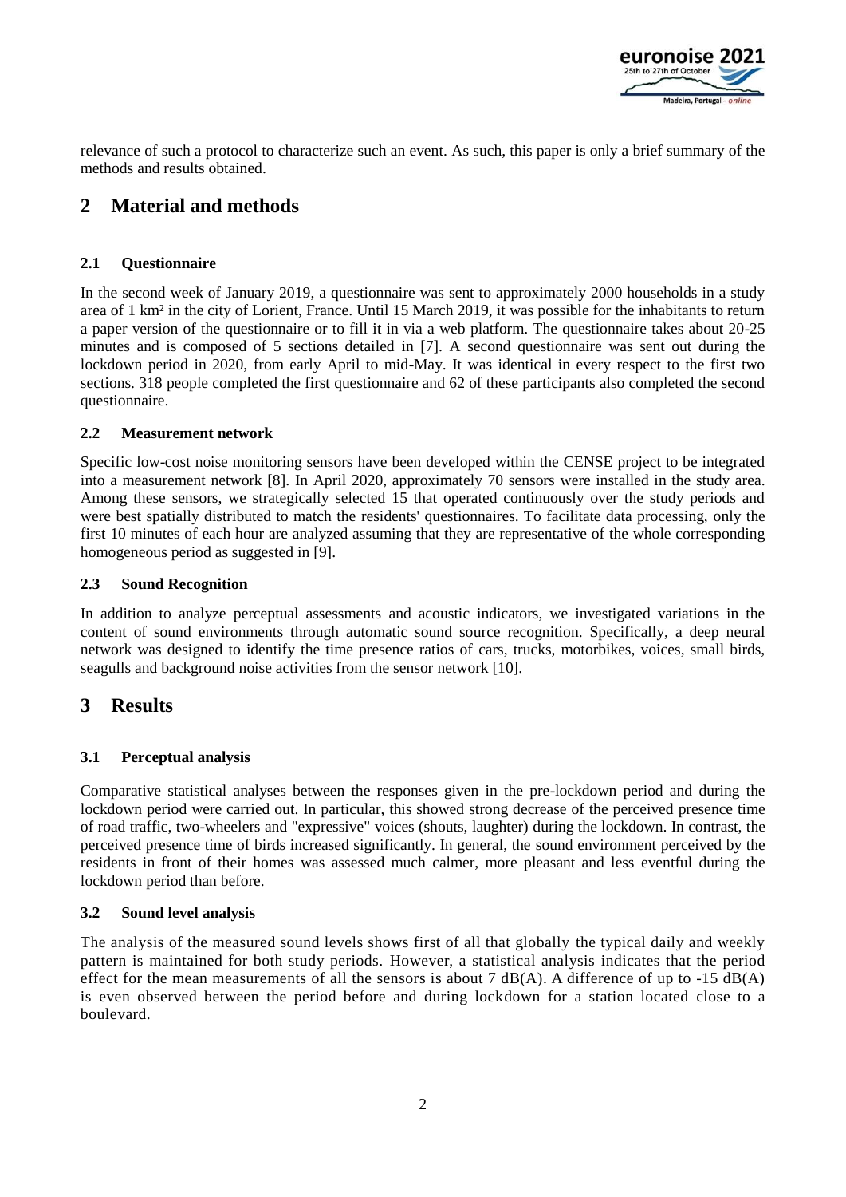relevance of such a protocol to characterize such an event. As such, this paper is only a brief summary of the methods and results obtained.

## 2 Material and methods

### 2.1 Questionnaire

In the second week of January 2019, a questionnaire was sent to approximately 2000 households in a study area of 1 km² in the city of Lorient, France. Until 15 March 2019, it was possible for the inhabitants to return a paper version of the questionnaire or to fill it in via a web platform. The questionnaire takes about 20-25 minutes and is composed of 5 sections detailed in [7]. A second questionnaire was sent out during the lockdown period in 2020, from early April to mid-May. It was identical in every respect to the first two sections. 318 people completed the first questionnaire and 62 of these participants also completed the second questionnaire.

### 2.2 Measurement network

Specific low-cost noise monitoring sensors have been developed within the CENSE project to be integrated into a measurement network [8]. In April 2020, approximately 70 sensors were installed in the study area. Among these sensors, we strategically selected 15 that operated continuously over the study periods and were best spatially distributed to match the residents' questionnaires. To facilitate data processing, only the first 10 minutes of each hour are analyzed assuming that they are representative of the whole corresponding homogeneous period as suggested in [9].

### 2.3 Sound Recognition

In addition to analyze perceptual assessments and acoustic indicators, we investigated variations in the content of sound environments through automatic sound source recognition. Specifically, a deep neural network was designed to identify the time presence ratios of cars, trucks, motorbikes, voices, small birds, seagulls and background noise activities from the sensor network [10].

## 3 Results

### 3.1 Perceptual analysis

Comparative statistical analyses between the responses given in the pre-lockdown period and during the lockdown period were carried out. In particular, this showed strong decrease of the perceived presence time of road traffic, two-wheelers and "expressive" voices (shouts, laughter) during the lockdown. In contrast, the perceived presence time of birds increased significantly. In general, the sound environment perceived by the residents in front of their homes was assessed much calmer, more pleasant and less eventful during the lockdown period than before.

### 3.2 Sound level analysis

The analysis of the measured sound levels shows first of all that globally the typical daily and weekly pattern is maintained for both study periods. However, a statistical analysis indicates that the period effect for the mean measurements of all the sensors is about 7 dB(A). A difference of up to -15 dB(A) is even observed between the period before and during lockdown for a station located close to a boulevard.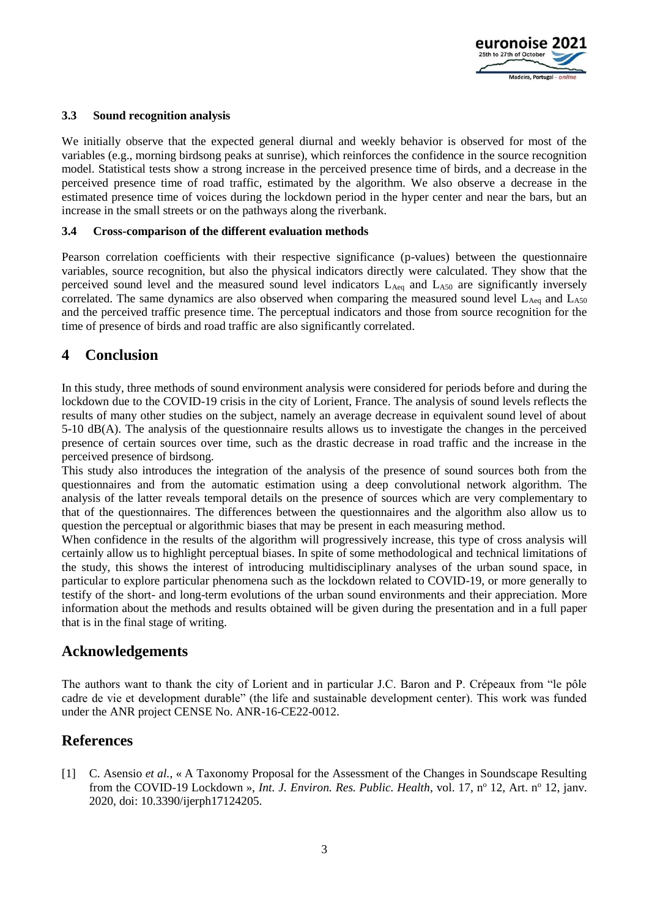### 3.3 Sound recognition analysis

We initially observe that the expected general diurnal and weekly behavior is observed for most of the variables (e.g., morning birdsong peaks at sunrise), which reinforces the confidence in the source recognition model. Statistical tests show a strong increase in the perceived presence time of birds, and a decrease in the perceived presence time of road traffic, estimated by the algorithm. We also observe a decrease in the estimated presence time of voices during the lockdown period in the hyper center and near the bars, but an increase in the small streets or on the pathways along the riverbank.

### 3.4 Cross-comparison of the different evaluation methods

Pearson correlation coefficients with their respective significance (p-values) between the questionnaire variables, source recognition, but also the physical indicators directly were calculated. They show that the perceived sound level and the measured sound level indicators $L_{Aeq}$ and $L_{A50}$ are significantly inversely correlated. The same dynamics are also observed when comparing the measured sound level $L_{Aeq}$ and $L_{A50}$ and the perceived traffic presence time. The perceptual indicators and those from source recognition for the time of presence of birds and road traffic are also significantly correlated.

## 4 Conclusion

In this study, three methods of sound environment analysis were considered for periods before and during the lockdown due to the COVID-19 crisis in the city of Lorient, France. The analysis of sound levels reflects the results of many other studies on the subject, namely an average decrease in equivalent sound level of about 5-10 dB(A). The analysis of the questionnaire results allows us to investigate the changes in the perceived presence of certain sources over time, such as the drastic decrease in road traffic and the increase in the perceived presence of birdsong.

This study also introduces the integration of the analysis of the presence of sound sources both from the questionnaires and from the automatic estimation using a deep convolutional network algorithm. The analysis of the latter reveals temporal details on the presence of sources which are very complementary to that of the questionnaires. The differences between the questionnaires and the algorithm also allow us to question the perceptual or algorithmic biases that may be present in each measuring method.

When confidence in the results of the algorithm will progressively increase, this type of cross analysis will certainly allow us to highlight perceptual biases. In spite of some methodological and technical limitations of the study, this shows the interest of introducing multidisciplinary analyses of the urban sound space, in particular to explore particular phenomena such as the lockdown related to COVID-19, or more generally to testify of the short- and long-term evolutions of the urban sound environments and their appreciation. More information about the methods and results obtained will be given during the presentation and in a full paper that is in the final stage of writing.

## Acknowledgements

The authors want to thank the city of Lorient and in particular J.C. Baron and P. Crépeaux from "le pôle cadre de vie et development durable" (the life and sustainable development center). This work was funded under the ANR project CENSE No. ANR-16-CE22-0012.

## References

[1] C. Asensio *et al.*, « A Taxonomy Proposal for the Assessment of the Changes in Soundscape Resulting from the COVID-19 Lockdown », *Int. J. Environ. Res. Public. Health*, vol. 17, nº 12, Art. nº 12, janv. 2020, doi: 10.3390/ijerph17124205.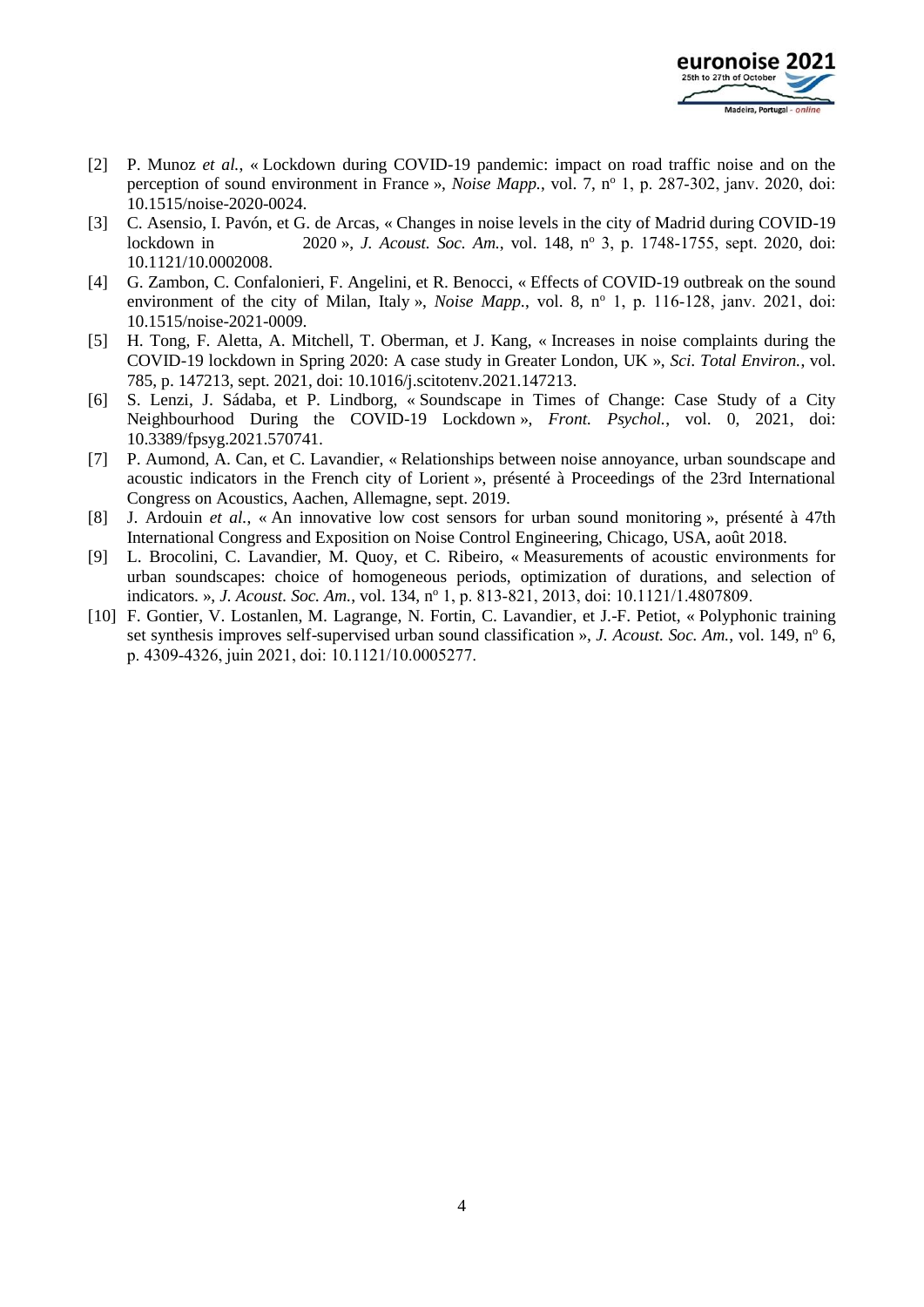[2] P. Munoz *et al.*, « Lockdown during COVID-19 pandemic: impact on road traffic noise and on the perception of sound environment in France », *Noise Mapp.*, vol. 7, nº 1, p. 287-302, janv. 2020, doi: 10.1515/noise-2020-0024.

[3] C. Asensio, I. Pavón, et G. de Arcas, « Changes in noise levels in the city of Madrid during COVID-19 lockdown in 2020 », *J. Acoust. Soc. Am.*, vol. 148, nº 3, p. 1748-1755, sept. 2020, doi: 10.1121/10.0002008.

[4] G. Zambon, C. Confalonieri, F. Angelini, et R. Benocci, « Effects of COVID-19 outbreak on the sound environment of the city of Milan, Italy », *Noise Mapp.*, vol. 8, nº 1, p. 116-128, janv. 2021, doi: 10.1515/noise-2021-0009.

[5] H. Tong, F. Aletta, A. Mitchell, T. Oberman, et J. Kang, « Increases in noise complaints during the COVID-19 lockdown in Spring 2020: A case study in Greater London, UK », *Sci. Total Environ.*, vol. 785, p. 147213, sept. 2021, doi: 10.1016/j.scitotenv.2021.147213.

[6] S. Lenzi, J. Sádaba, et P. Lindborg, « Soundscape in Times of Change: Case Study of a City Neighbourhood During the COVID-19 Lockdown », *Front. Psychol.*, vol. 0, 2021, doi: 10.3389/fpsyg.2021.570741.

[7] P. Aumond, A. Can, et C. Lavandier, « Relationships between noise annoyance, urban soundscape and acoustic indicators in the French city of Lorient », présenté à Proceedings of the 23rd International Congress on Acoustics, Aachen, Allemagne, sept. 2019.

[8] J. Ardouin *et al.*, « An innovative low cost sensors for urban sound monitoring », présenté à 47th International Congress and Exposition on Noise Control Engineering, Chicago, USA, août 2018.

[9] L. Brocolini, C. Lavandier, M. Quoy, et C. Ribeiro, « Measurements of acoustic environments for urban soundscapes: choice of homogeneous periods, optimization of durations, and selection of indicators. », *J. Acoust. Soc. Am.*, vol. 134, nº 1, p. 813-821, 2013, doi: 10.1121/1.4807809.

[10] F. Gontier, V. Lostanlen, M. Lagrange, N. Fortin, C. Lavandier, et J.-F. Petiot, « Polyphonic training set synthesis improves self-supervised urban sound classification », *J. Acoust. Soc. Am.*, vol. 149, nº 6, p. 4309-4326, juin 2021, doi: 10.1121/10.0005277.